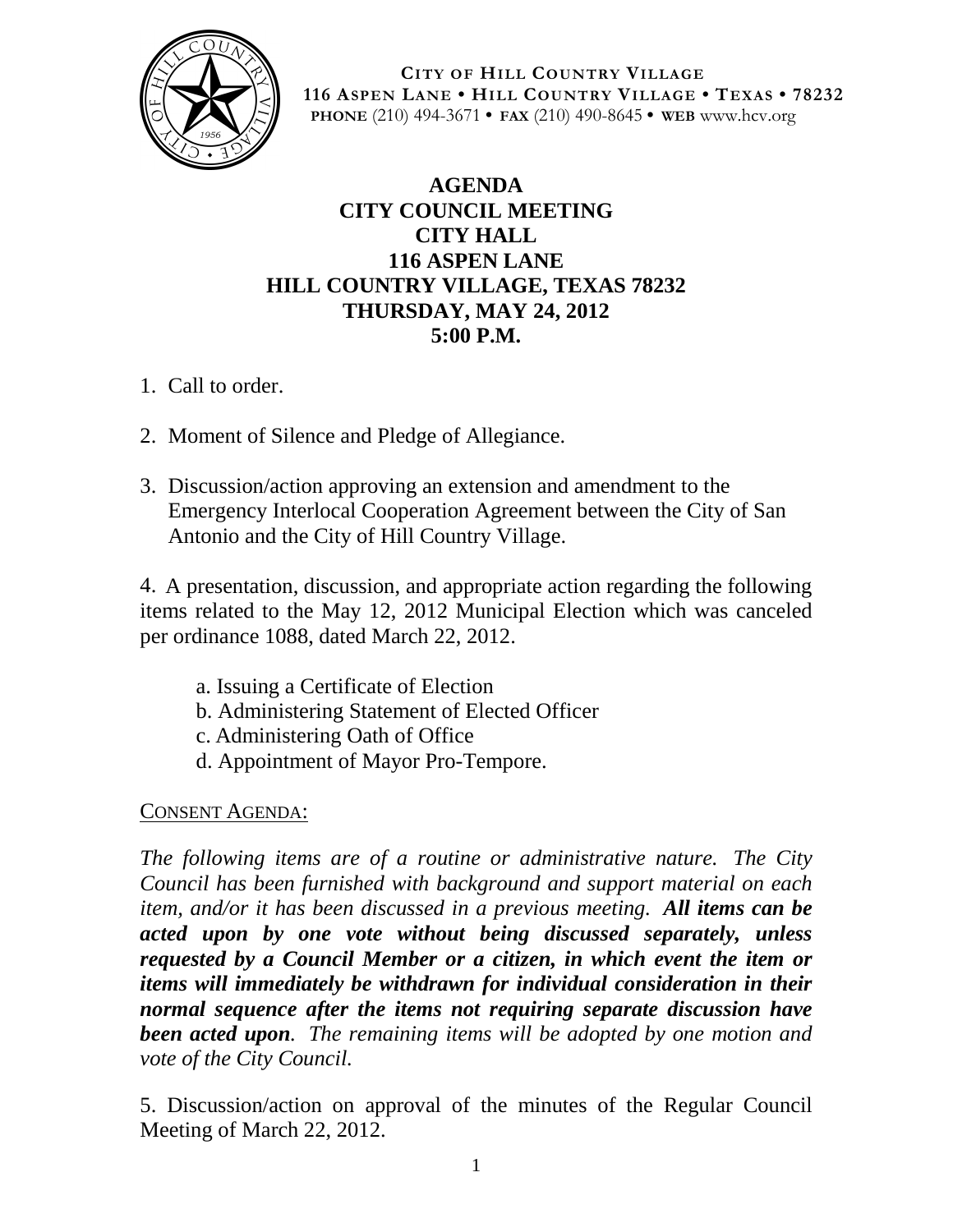**CITY OF HILL COUNTRY VILLAGE**
**116 ASPEN LANE • HILL COUNTRY VILLAGE • TEXAS • 78232**
**PHONE** (210) 494-3671 • **FAX** (210) 490-8645 • **WEB** www.hcv.org

# AGENDA
## CITY COUNCIL MEETING
## CITY HALL
## 116 ASPEN LANE
## HILL COUNTRY VILLAGE, TEXAS 78232
## THURSDAY, MAY 24, 2012
## 5:00 P.M.

1. Call to order.

2. Moment of Silence and Pledge of Allegiance.

3. Discussion/action approving an extension and amendment to the Emergency Interlocal Cooperation Agreement between the City of San Antonio and the City of Hill Country Village.

4. A presentation, discussion, and appropriate action regarding the following items related to the May 12, 2012 Municipal Election which was canceled per ordinance 1088, dated March 22, 2012.

   a. Issuing a Certificate of Election
   b. Administering Statement of Elected Officer
   c. Administering Oath of Office
   d. Appointment of Mayor Pro-Tempore.

CONSENT AGENDA:

*The following items are of a routine or administrative nature. The City Council has been furnished with background and support material on each item, and/or it has been discussed in a previous meeting.* ***All items can be acted upon by one vote without being discussed separately, unless requested by a Council Member or a citizen, in which event the item or items will immediately be withdrawn for individual consideration in their normal sequence after the items not requiring separate discussion have been acted upon****. The remaining items will be adopted by one motion and vote of the City Council.*

5. Discussion/action on approval of the minutes of the Regular Council Meeting of March 22, 2012.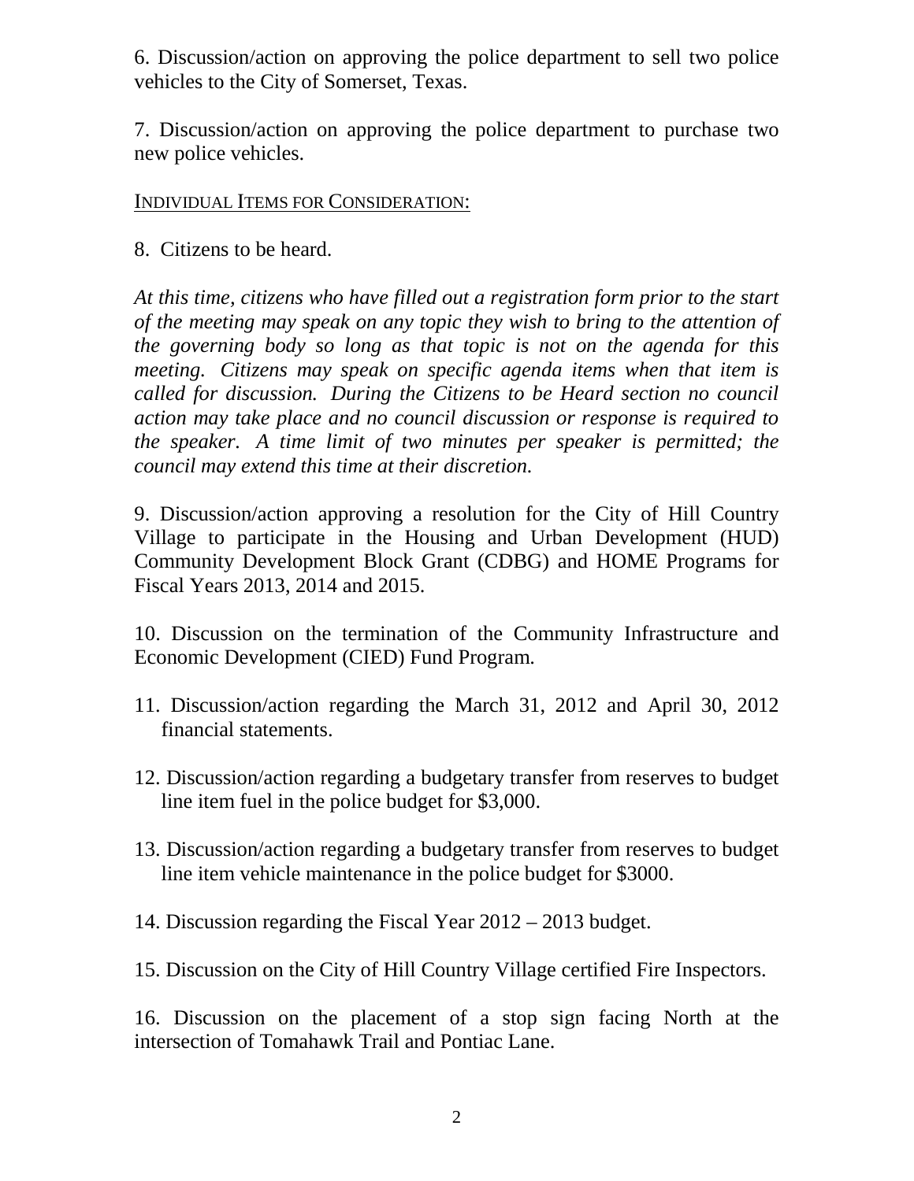6. Discussion/action on approving the police department to sell two police vehicles to the City of Somerset, Texas.

7. Discussion/action on approving the police department to purchase two new police vehicles.

INDIVIDUAL ITEMS FOR CONSIDERATION:

8. Citizens to be heard.

*At this time, citizens who have filled out a registration form prior to the start of the meeting may speak on any topic they wish to bring to the attention of the governing body so long as that topic is not on the agenda for this meeting. Citizens may speak on specific agenda items when that item is called for discussion. During the Citizens to be Heard section no council action may take place and no council discussion or response is required to the speaker. A time limit of two minutes per speaker is permitted; the council may extend this time at their discretion.*

9. Discussion/action approving a resolution for the City of Hill Country Village to participate in the Housing and Urban Development (HUD) Community Development Block Grant (CDBG) and HOME Programs for Fiscal Years 2013, 2014 and 2015.

10. Discussion on the termination of the Community Infrastructure and Economic Development (CIED) Fund Program.

11. Discussion/action regarding the March 31, 2012 and April 30, 2012 financial statements.

12. Discussion/action regarding a budgetary transfer from reserves to budget line item fuel in the police budget for $3,000.

13. Discussion/action regarding a budgetary transfer from reserves to budget line item vehicle maintenance in the police budget for $3000.

14. Discussion regarding the Fiscal Year 2012 – 2013 budget.

15. Discussion on the City of Hill Country Village certified Fire Inspectors.

16. Discussion on the placement of a stop sign facing North at the intersection of Tomahawk Trail and Pontiac Lane.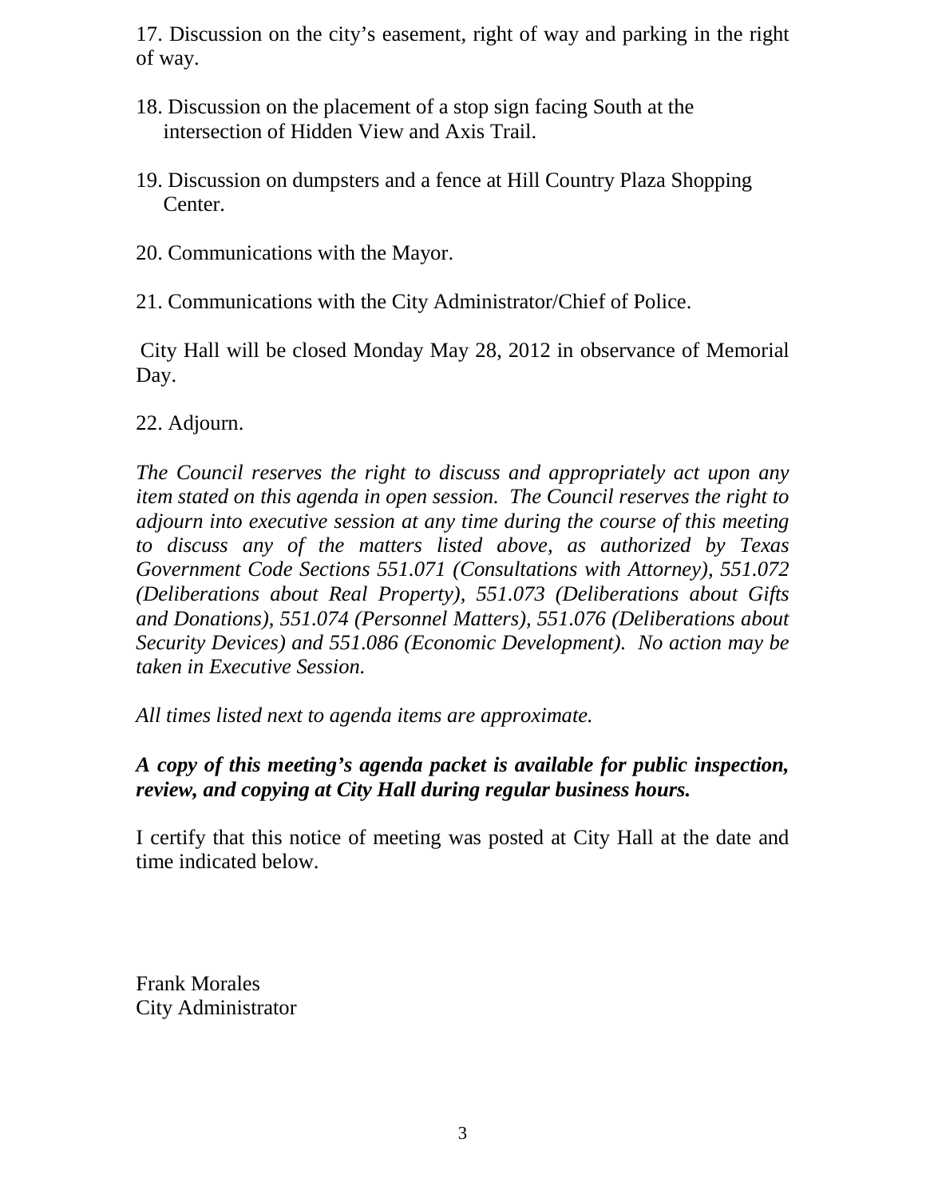17. Discussion on the city's easement, right of way and parking in the right of way.

18. Discussion on the placement of a stop sign facing South at the intersection of Hidden View and Axis Trail.

19. Discussion on dumpsters and a fence at Hill Country Plaza Shopping Center.

20. Communications with the Mayor.

21. Communications with the City Administrator/Chief of Police.

City Hall will be closed Monday May 28, 2012 in observance of Memorial Day.

22. Adjourn.

*The Council reserves the right to discuss and appropriately act upon any item stated on this agenda in open session. The Council reserves the right to adjourn into executive session at any time during the course of this meeting to discuss any of the matters listed above, as authorized by Texas Government Code Sections 551.071 (Consultations with Attorney), 551.072 (Deliberations about Real Property), 551.073 (Deliberations about Gifts and Donations), 551.074 (Personnel Matters), 551.076 (Deliberations about Security Devices) and 551.086 (Economic Development). No action may be taken in Executive Session.*

*All times listed next to agenda items are approximate.*

***A copy of this meeting's agenda packet is available for public inspection, review, and copying at City Hall during regular business hours.***

I certify that this notice of meeting was posted at City Hall at the date and time indicated below.

Frank Morales
City Administrator